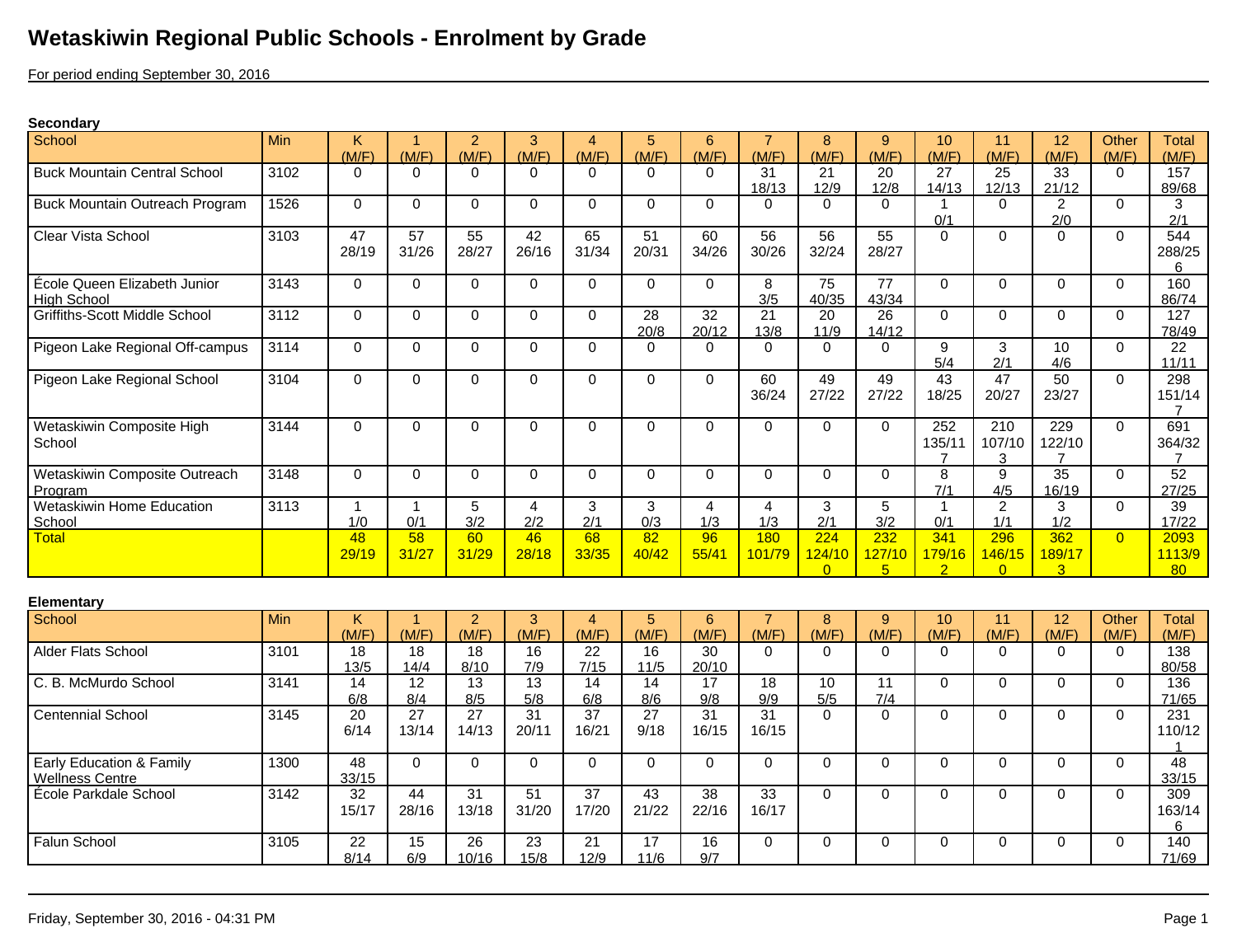# Wetaskiwin Regional Public Schools - Enrolment by Grade

For period ending September 30, 2016

**Secondary**

| School | Min | K (M/F) | 1 (M/F) | 2 (M/F) | 3 (M/F) | 4 (M/F) | 5 (M/F) | 6 (M/F) | 7 (M/F) | 8 (M/F) | 9 (M/F) | 10 (M/F) | 11 (M/F) | 12 (M/F) | Other (M/F) | Total (M/F) |
|---|---|---|---|---|---|---|---|---|---|---|---|---|---|---|---|---|
| Buck Mountain Central School | 3102 | 0 | 0 | 0 | 0 | 0 | 0 | 0 | 31 18/13 | 21 12/9 | 20 12/8 | 27 14/13 | 25 12/13 | 33 21/12 | 0 | 157 89/68 |
| Buck Mountain Outreach Program | 1526 | 0 | 0 | 0 | 0 | 0 | 0 | 0 | 0 | 0 | 0 | 1 0/1 | 0 | 2 2/0 | 0 | 3 2/1 |
| Clear Vista School | 3103 | 47 28/19 | 57 31/26 | 55 28/27 | 42 26/16 | 65 31/34 | 51 20/31 | 60 34/26 | 56 30/26 | 56 32/24 | 55 28/27 | 0 | 0 | 0 | 0 | 544 288/256 |
| École Queen Elizabeth Junior High School | 3143 | 0 | 0 | 0 | 0 | 0 | 0 | 0 | 8 3/5 | 75 40/35 | 77 43/34 | 0 | 0 | 0 | 0 | 160 86/74 |
| Griffiths-Scott Middle School | 3112 | 0 | 0 | 0 | 0 | 0 | 28 20/8 | 32 20/12 | 21 13/8 | 20 11/9 | 26 14/12 | 0 | 0 | 0 | 0 | 127 78/49 |
| Pigeon Lake Regional Off-campus | 3114 | 0 | 0 | 0 | 0 | 0 | 0 | 0 | 0 | 0 | 0 | 9 5/4 | 3 2/1 | 10 4/6 | 0 | 22 11/11 |
| Pigeon Lake Regional School | 3104 | 0 | 0 | 0 | 0 | 0 | 0 | 0 | 60 36/24 | 49 27/22 | 49 27/22 | 43 18/25 | 47 20/27 | 50 23/27 | 0 | 298 151/147 |
| Wetaskiwin Composite High School | 3144 | 0 | 0 | 0 | 0 | 0 | 0 | 0 | 0 | 0 | 0 | 252 135/117 | 210 107/103 | 229 122/107 | 0 | 691 364/327 |
| Wetaskiwin Composite Outreach Program | 3148 | 0 | 0 | 0 | 0 | 0 | 0 | 0 | 0 | 0 | 0 | 8 7/1 | 9 4/5 | 35 16/19 | 0 | 52 27/25 |
| Wetaskiwin Home Education School | 3113 | 1 1/0 | 1 0/1 | 5 3/2 | 4 2/2 | 3 2/1 | 3 0/3 | 4 1/3 | 4 1/3 | 3 2/1 | 5 3/2 | 1 0/1 | 2 1/1 | 3 1/2 | 0 | 39 17/22 |
| Total | | 48 29/19 | 58 31/27 | 60 31/29 | 46 28/18 | 68 33/35 | 82 40/42 | 96 55/41 | 180 101/79 | 224 124/100 | 232 127/105 | 341 179/162 | 296 146/150 | 362 189/173 | 0 | 2093 1113/980 |

**Elementary**

| School | Min | K (M/F) | 1 (M/F) | 2 (M/F) | 3 (M/F) | 4 (M/F) | 5 (M/F) | 6 (M/F) | 7 (M/F) | 8 (M/F) | 9 (M/F) | 10 (M/F) | 11 (M/F) | 12 (M/F) | Other (M/F) | Total (M/F) |
|---|---|---|---|---|---|---|---|---|---|---|---|---|---|---|---|---|
| Alder Flats School | 3101 | 18 13/5 | 18 14/4 | 18 8/10 | 16 7/9 | 22 7/15 | 16 11/5 | 30 20/10 | 0 | 0 | 0 | 0 | 0 | 0 | 0 | 138 80/58 |
| C. B. McMurdo School | 3141 | 14 6/8 | 12 8/4 | 13 8/5 | 13 5/8 | 14 6/8 | 14 8/6 | 17 9/8 | 18 9/9 | 10 5/5 | 11 7/4 | 0 | 0 | 0 | 0 | 136 71/65 |
| Centennial School | 3145 | 20 6/14 | 27 13/14 | 27 14/13 | 31 20/11 | 37 16/21 | 27 9/18 | 31 16/15 | 31 16/15 | 0 | 0 | 0 | 0 | 0 | 0 | 231 110/121 |
| Early Education & Family Wellness Centre | 1300 | 48 33/15 | 0 | 0 | 0 | 0 | 0 | 0 | 0 | 0 | 0 | 0 | 0 | 0 | 0 | 48 33/15 |
| École Parkdale School | 3142 | 32 15/17 | 44 28/16 | 31 13/18 | 51 31/20 | 37 17/20 | 43 21/22 | 38 22/16 | 33 16/17 | 0 | 0 | 0 | 0 | 0 | 0 | 309 163/146 |
| Falun School | 3105 | 22 8/14 | 15 6/9 | 26 10/16 | 23 15/8 | 21 12/9 | 17 11/6 | 16 9/7 | 0 | 0 | 0 | 0 | 0 | 0 | 0 | 140 71/69 |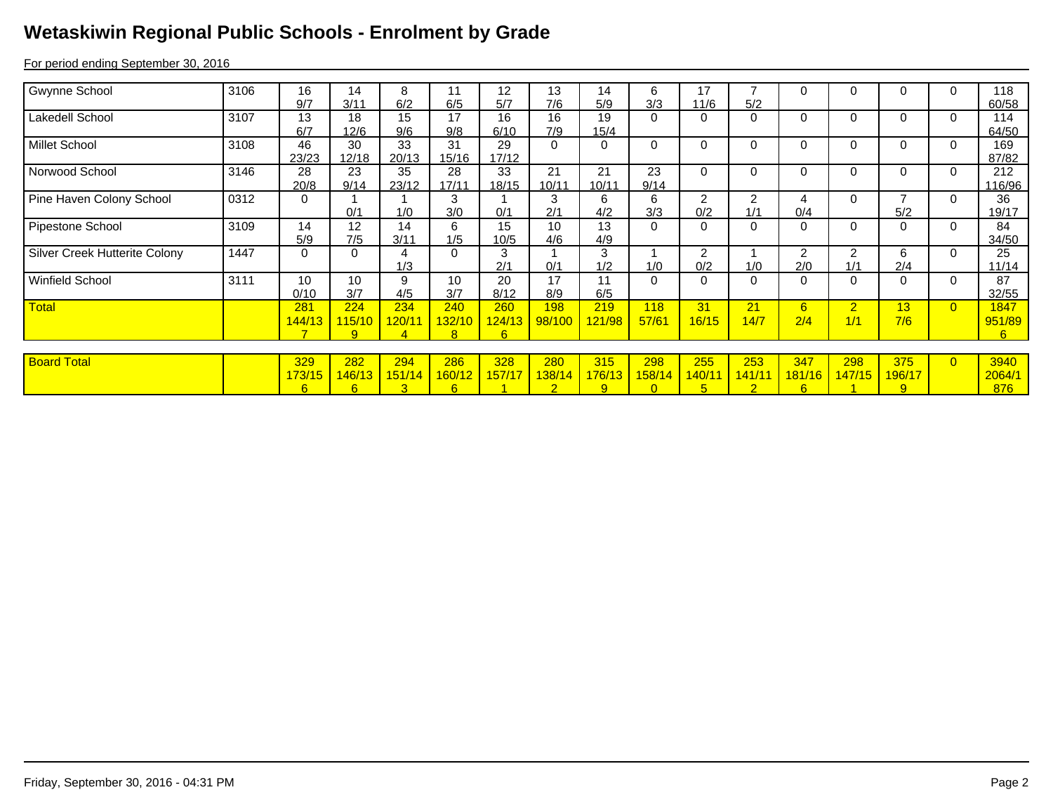# Wetaskiwin Regional Public Schools - Enrolment by Grade

For period ending September 30, 2016

| | | | | | | | | | | | | | | | | |
|---|---|---|---|---|---|---|---|---|---|---|---|---|---|---|---|---|
| Gwynne School | 3106 | 16 9/7 | 14 3/11 | 8 6/2 | 11 6/5 | 12 5/7 | 13 7/6 | 14 5/9 | 6 3/3 | 17 11/6 | 7 5/2 | 0 | 0 | 0 | 0 | 118 60/58 |
| Lakedell School | 3107 | 13 6/7 | 18 12/6 | 15 9/6 | 17 9/8 | 16 6/10 | 16 7/9 | 19 15/4 | 0 | 0 | 0 | 0 | 0 | 0 | 0 | 114 64/50 |
| Millet School | 3108 | 46 23/23 | 30 12/18 | 33 20/13 | 31 15/16 | 29 17/12 | 0 | 0 | 0 | 0 | 0 | 0 | 0 | 0 | 0 | 169 87/82 |
| Norwood School | 3146 | 28 20/8 | 23 9/14 | 35 23/12 | 28 17/11 | 33 18/15 | 21 10/11 | 21 10/11 | 23 9/14 | 0 | 0 | 0 | 0 | 0 | 0 | 212 116/96 |
| Pine Haven Colony School | 0312 | 0 | 1 0/1 | 1 1/0 | 3 3/0 | 1 0/1 | 3 2/1 | 6 4/2 | 6 3/3 | 2 0/2 | 2 1/1 | 4 0/4 | 0 | 7 5/2 | 0 | 36 19/17 |
| Pipestone School | 3109 | 14 5/9 | 12 7/5 | 14 3/11 | 6 1/5 | 15 10/5 | 10 4/6 | 13 4/9 | 0 | 0 | 0 | 0 | 0 | 0 | 0 | 84 34/50 |
| Silver Creek Hutterite Colony | 1447 | 0 | 0 | 4 1/3 | 0 | 3 2/1 | 1 0/1 | 3 1/2 | 1 1/0 | 2 0/2 | 1 1/0 | 2 2/0 | 2 1/1 | 6 2/4 | 0 | 25 11/14 |
| Winfield School | 3111 | 10 0/10 | 10 3/7 | 9 4/5 | 10 3/7 | 20 8/12 | 17 8/9 | 11 6/5 | 0 | 0 | 0 | 0 | 0 | 0 | 0 | 87 32/55 |
| Total | | 281 144/137 | 224 115/109 | 234 120/114 | 240 132/108 | 260 124/136 | 198 98/100 | 219 121/98 | 118 57/61 | 31 16/15 | 21 14/7 | 6 2/4 | 2 1/1 | 13 7/6 | 0 | 1847 951/896 |
| Board Total | | 329 173/156 | 282 146/136 | 294 151/143 | 286 160/126 | 328 157/171 | 280 138/142 | 315 176/139 | 298 158/140 | 255 140/115 | 253 141/112 | 347 181/166 | 298 147/151 | 375 196/179 | 0 | 3940 2064/1876 |